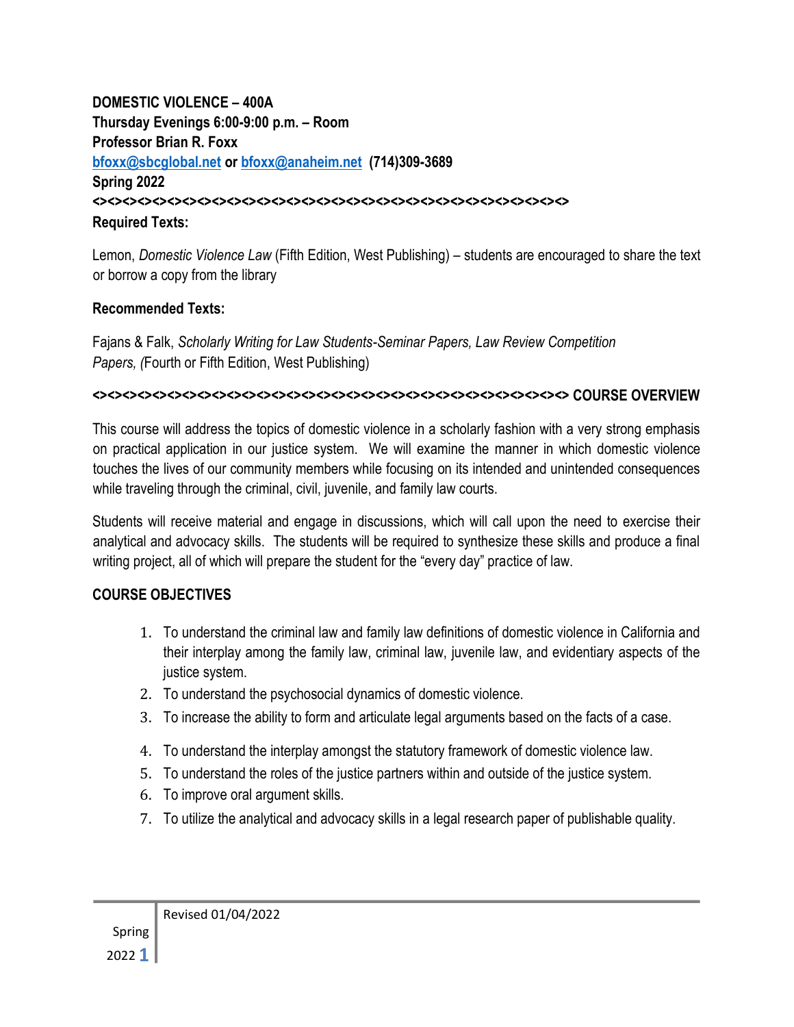**DOMESTIC VIOLENCE – 400A**
**Thursday Evenings 6:00-9:00 p.m. – Room**
**Professor Brian R. Foxx**
**bfoxx@sbcglobal.net or bfoxx@anaheim.net (714)309-3689**
**Spring 2022**

**<><><><><><><><><><><><><><><><><><><><><><><><><><><><><><><><><><>**

**Required Texts:**

Lemon, *Domestic Violence Law* (Fifth Edition, West Publishing) – students are encouraged to share the text or borrow a copy from the library

**Recommended Texts:**

Fajans & Falk, *Scholarly Writing for Law Students-Seminar Papers, Law Review Competition Papers, (*Fourth or Fifth Edition, West Publishing)

**<><><><><><><><><><><><><><><><><><><><><><><><><><><><><><><><><><> COURSE OVERVIEW**

This course will address the topics of domestic violence in a scholarly fashion with a very strong emphasis on practical application in our justice system. We will examine the manner in which domestic violence touches the lives of our community members while focusing on its intended and unintended consequences while traveling through the criminal, civil, juvenile, and family law courts.

Students will receive material and engage in discussions, which will call upon the need to exercise their analytical and advocacy skills. The students will be required to synthesize these skills and produce a final writing project, all of which will prepare the student for the "every day" practice of law.

## COURSE OBJECTIVES

1. To understand the criminal law and family law definitions of domestic violence in California and their interplay among the family law, criminal law, juvenile law, and evidentiary aspects of the justice system.
2. To understand the psychosocial dynamics of domestic violence.
3. To increase the ability to form and articulate legal arguments based on the facts of a case.
4. To understand the interplay amongst the statutory framework of domestic violence law.
5. To understand the roles of the justice partners within and outside of the justice system.
6. To improve oral argument skills.
7. To utilize the analytical and advocacy skills in a legal research paper of publishable quality.

Revised 01/04/2022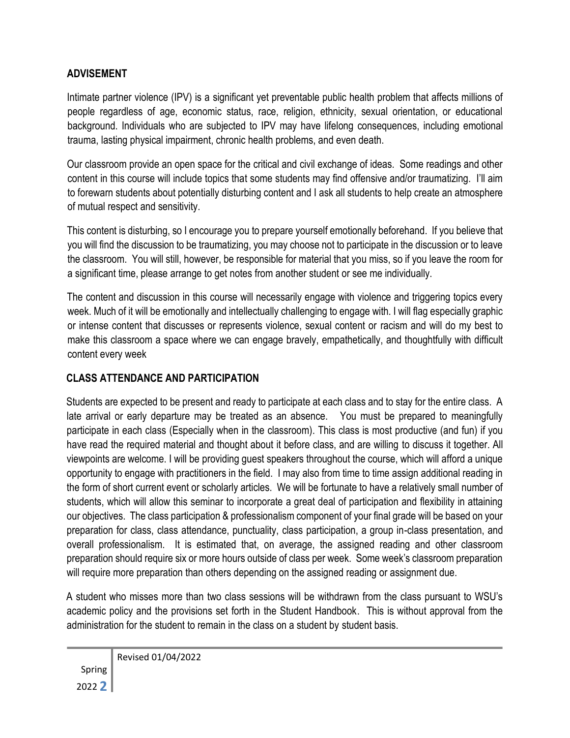## ADVISEMENT

Intimate partner violence (IPV) is a significant yet preventable public health problem that affects millions of people regardless of age, economic status, race, religion, ethnicity, sexual orientation, or educational background. Individuals who are subjected to IPV may have lifelong consequences, including emotional trauma, lasting physical impairment, chronic health problems, and even death.

Our classroom provide an open space for the critical and civil exchange of ideas. Some readings and other content in this course will include topics that some students may find offensive and/or traumatizing. I'll aim to forewarn students about potentially disturbing content and I ask all students to help create an atmosphere of mutual respect and sensitivity.

This content is disturbing, so I encourage you to prepare yourself emotionally beforehand. If you believe that you will find the discussion to be traumatizing, you may choose not to participate in the discussion or to leave the classroom. You will still, however, be responsible for material that you miss, so if you leave the room for a significant time, please arrange to get notes from another student or see me individually.

The content and discussion in this course will necessarily engage with violence and triggering topics every week. Much of it will be emotionally and intellectually challenging to engage with. I will flag especially graphic or intense content that discusses or represents violence, sexual content or racism and will do my best to make this classroom a space where we can engage bravely, empathetically, and thoughtfully with difficult content every week

## CLASS ATTENDANCE AND PARTICIPATION

Students are expected to be present and ready to participate at each class and to stay for the entire class. A late arrival or early departure may be treated as an absence. You must be prepared to meaningfully participate in each class (Especially when in the classroom). This class is most productive (and fun) if you have read the required material and thought about it before class, and are willing to discuss it together. All viewpoints are welcome. I will be providing guest speakers throughout the course, which will afford a unique opportunity to engage with practitioners in the field. I may also from time to time assign additional reading in the form of short current event or scholarly articles. We will be fortunate to have a relatively small number of students, which will allow this seminar to incorporate a great deal of participation and flexibility in attaining our objectives. The class participation & professionalism component of your final grade will be based on your preparation for class, class attendance, punctuality, class participation, a group in-class presentation, and overall professionalism. It is estimated that, on average, the assigned reading and other classroom preparation should require six or more hours outside of class per week. Some week's classroom preparation will require more preparation than others depending on the assigned reading or assignment due.

A student who misses more than two class sessions will be withdrawn from the class pursuant to WSU's academic policy and the provisions set forth in the Student Handbook. This is without approval from the administration for the student to remain in the class on a student by student basis.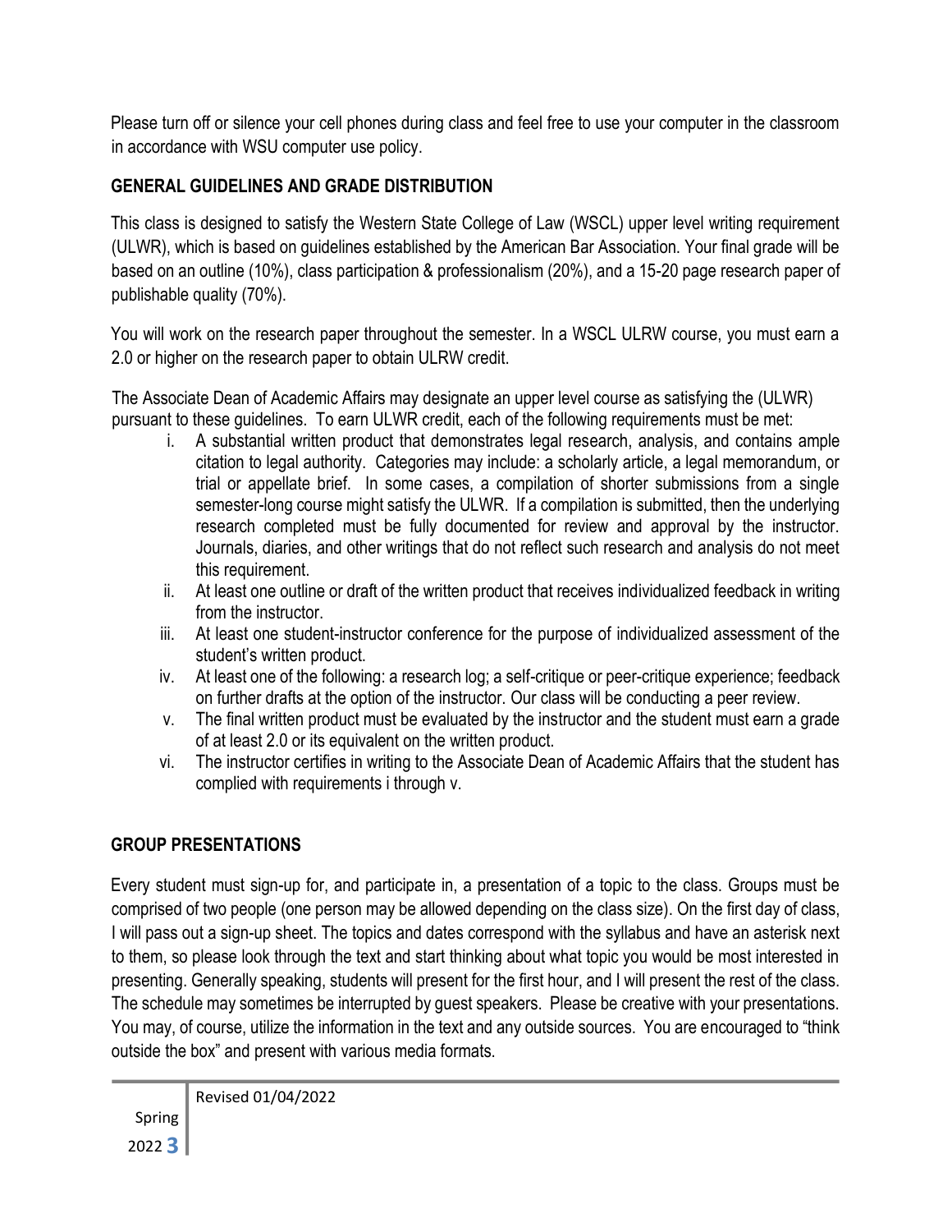Please turn off or silence your cell phones during class and feel free to use your computer in the classroom in accordance with WSU computer use policy.

## GENERAL GUIDELINES AND GRADE DISTRIBUTION

This class is designed to satisfy the Western State College of Law (WSCL) upper level writing requirement (ULWR), which is based on guidelines established by the American Bar Association. Your final grade will be based on an outline (10%), class participation & professionalism (20%), and a 15-20 page research paper of publishable quality (70%).

You will work on the research paper throughout the semester. In a WSCL ULRW course, you must earn a 2.0 or higher on the research paper to obtain ULRW credit.

The Associate Dean of Academic Affairs may designate an upper level course as satisfying the (ULWR) pursuant to these guidelines. To earn ULWR credit, each of the following requirements must be met:

i. A substantial written product that demonstrates legal research, analysis, and contains ample citation to legal authority. Categories may include: a scholarly article, a legal memorandum, or trial or appellate brief. In some cases, a compilation of shorter submissions from a single semester-long course might satisfy the ULWR. If a compilation is submitted, then the underlying research completed must be fully documented for review and approval by the instructor. Journals, diaries, and other writings that do not reflect such research and analysis do not meet this requirement.
ii. At least one outline or draft of the written product that receives individualized feedback in writing from the instructor.
iii. At least one student-instructor conference for the purpose of individualized assessment of the student's written product.
iv. At least one of the following: a research log; a self-critique or peer-critique experience; feedback on further drafts at the option of the instructor. Our class will be conducting a peer review.
v. The final written product must be evaluated by the instructor and the student must earn a grade of at least 2.0 or its equivalent on the written product.
vi. The instructor certifies in writing to the Associate Dean of Academic Affairs that the student has complied with requirements i through v.

## GROUP PRESENTATIONS

Every student must sign-up for, and participate in, a presentation of a topic to the class. Groups must be comprised of two people (one person may be allowed depending on the class size). On the first day of class, I will pass out a sign-up sheet. The topics and dates correspond with the syllabus and have an asterisk next to them, so please look through the text and start thinking about what topic you would be most interested in presenting. Generally speaking, students will present for the first hour, and I will present the rest of the class. The schedule may sometimes be interrupted by guest speakers. Please be creative with your presentations. You may, of course, utilize the information in the text and any outside sources. You are encouraged to "think outside the box" and present with various media formats.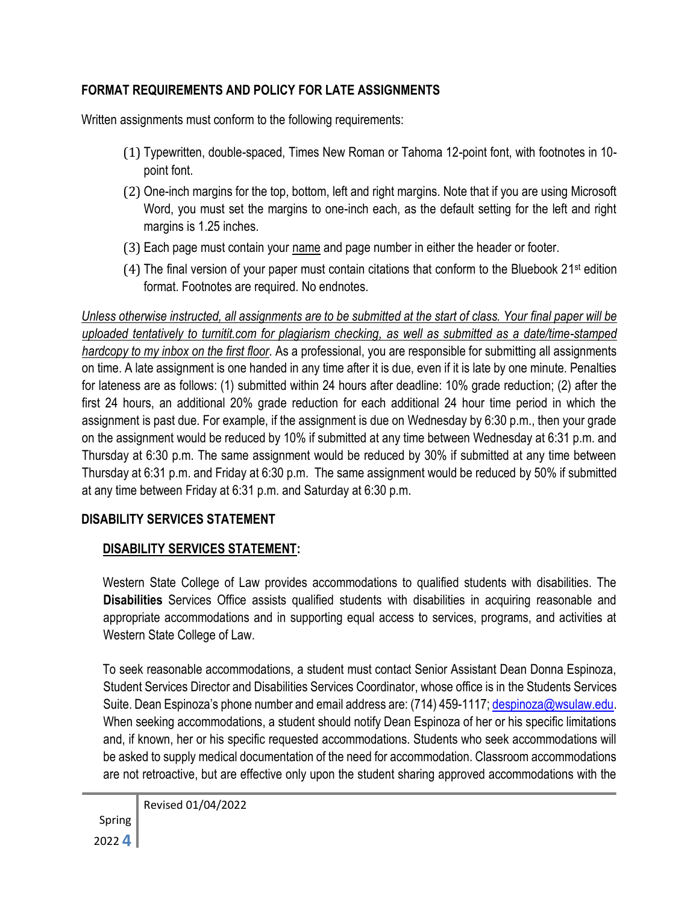## FORMAT REQUIREMENTS AND POLICY FOR LATE ASSIGNMENTS

Written assignments must conform to the following requirements:

(1) Typewritten, double-spaced, Times New Roman or Tahoma 12-point font, with footnotes in 10-point font.

(2) One-inch margins for the top, bottom, left and right margins. Note that if you are using Microsoft Word, you must set the margins to one-inch each, as the default setting for the left and right margins is 1.25 inches.

(3) Each page must contain your name and page number in either the header or footer.

(4) The final version of your paper must contain citations that conform to the Bluebook 21st edition format. Footnotes are required. No endnotes.

*Unless otherwise instructed, all assignments are to be submitted at the start of class. Your final paper will be uploaded tentatively to turnitit.com for plagiarism checking, as well as submitted as a date/time-stamped hardcopy to my inbox on the first floor*. As a professional, you are responsible for submitting all assignments on time. A late assignment is one handed in any time after it is due, even if it is late by one minute. Penalties for lateness are as follows: (1) submitted within 24 hours after deadline: 10% grade reduction; (2) after the first 24 hours, an additional 20% grade reduction for each additional 24 hour time period in which the assignment is past due. For example, if the assignment is due on Wednesday by 6:30 p.m., then your grade on the assignment would be reduced by 10% if submitted at any time between Wednesday at 6:31 p.m. and Thursday at 6:30 p.m. The same assignment would be reduced by 30% if submitted at any time between Thursday at 6:31 p.m. and Friday at 6:30 p.m. The same assignment would be reduced by 50% if submitted at any time between Friday at 6:31 p.m. and Saturday at 6:30 p.m.

## DISABILITY SERVICES STATEMENT

**DISABILITY SERVICES STATEMENT:**

Western State College of Law provides accommodations to qualified students with disabilities. The **Disabilities** Services Office assists qualified students with disabilities in acquiring reasonable and appropriate accommodations and in supporting equal access to services, programs, and activities at Western State College of Law.

To seek reasonable accommodations, a student must contact Senior Assistant Dean Donna Espinoza, Student Services Director and Disabilities Services Coordinator, whose office is in the Students Services Suite. Dean Espinoza's phone number and email address are: (714) 459-1117; despinoza@wsulaw.edu. When seeking accommodations, a student should notify Dean Espinoza of her or his specific limitations and, if known, her or his specific requested accommodations. Students who seek accommodations will be asked to supply medical documentation of the need for accommodation. Classroom accommodations are not retroactive, but are effective only upon the student sharing approved accommodations with the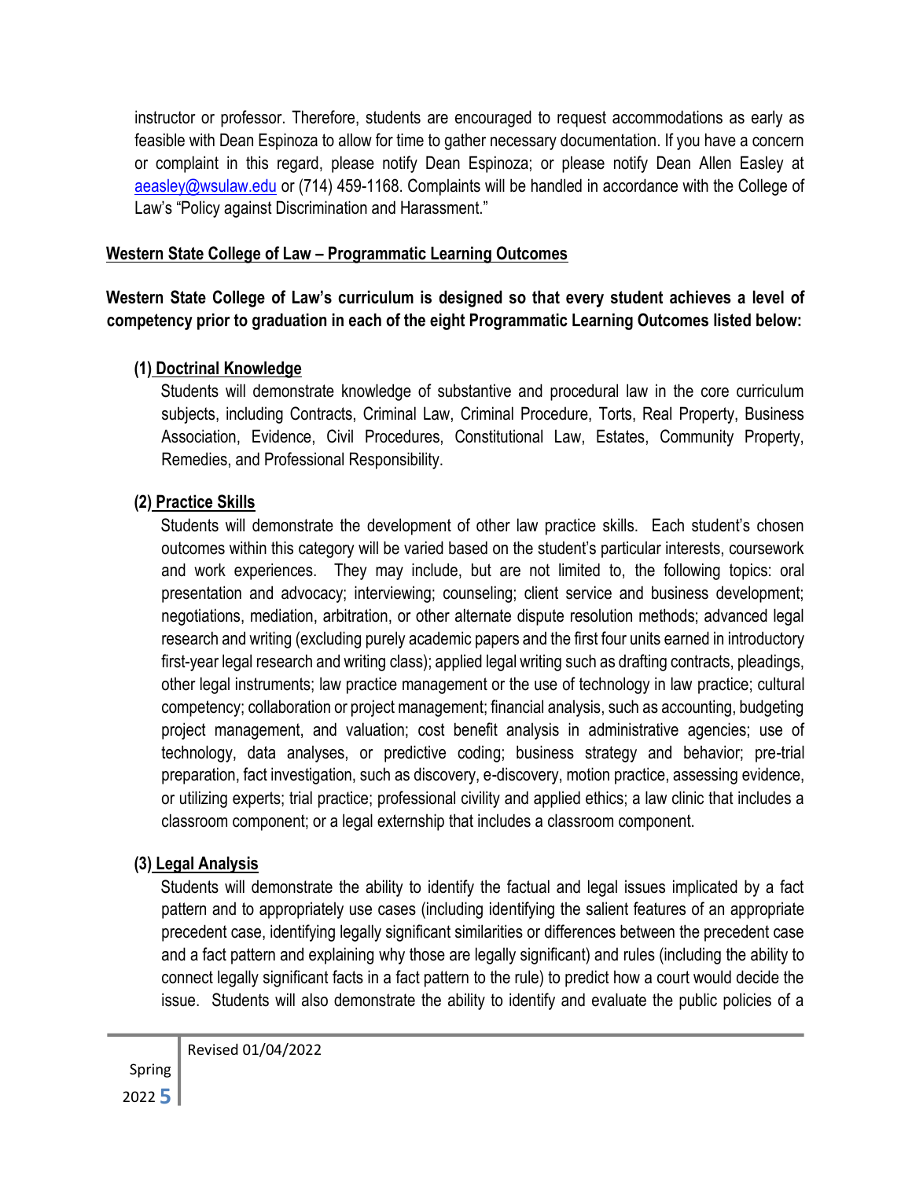instructor or professor. Therefore, students are encouraged to request accommodations as early as feasible with Dean Espinoza to allow for time to gather necessary documentation. If you have a concern or complaint in this regard, please notify Dean Espinoza; or please notify Dean Allen Easley at aeasley@wsulaw.edu or (714) 459-1168. Complaints will be handled in accordance with the College of Law's "Policy against Discrimination and Harassment."

## Western State College of Law – Programmatic Learning Outcomes

**Western State College of Law's curriculum is designed so that every student achieves a level of competency prior to graduation in each of the eight Programmatic Learning Outcomes listed below:**

### (1) Doctrinal Knowledge

Students will demonstrate knowledge of substantive and procedural law in the core curriculum subjects, including Contracts, Criminal Law, Criminal Procedure, Torts, Real Property, Business Association, Evidence, Civil Procedures, Constitutional Law, Estates, Community Property, Remedies, and Professional Responsibility.

### (2) Practice Skills

Students will demonstrate the development of other law practice skills. Each student's chosen outcomes within this category will be varied based on the student's particular interests, coursework and work experiences. They may include, but are not limited to, the following topics: oral presentation and advocacy; interviewing; counseling; client service and business development; negotiations, mediation, arbitration, or other alternate dispute resolution methods; advanced legal research and writing (excluding purely academic papers and the first four units earned in introductory first-year legal research and writing class); applied legal writing such as drafting contracts, pleadings, other legal instruments; law practice management or the use of technology in law practice; cultural competency; collaboration or project management; financial analysis, such as accounting, budgeting project management, and valuation; cost benefit analysis in administrative agencies; use of technology, data analyses, or predictive coding; business strategy and behavior; pre-trial preparation, fact investigation, such as discovery, e-discovery, motion practice, assessing evidence, or utilizing experts; trial practice; professional civility and applied ethics; a law clinic that includes a classroom component; or a legal externship that includes a classroom component.

### (3) Legal Analysis

Students will demonstrate the ability to identify the factual and legal issues implicated by a fact pattern and to appropriately use cases (including identifying the salient features of an appropriate precedent case, identifying legally significant similarities or differences between the precedent case and a fact pattern and explaining why those are legally significant) and rules (including the ability to connect legally significant facts in a fact pattern to the rule) to predict how a court would decide the issue. Students will also demonstrate the ability to identify and evaluate the public policies of a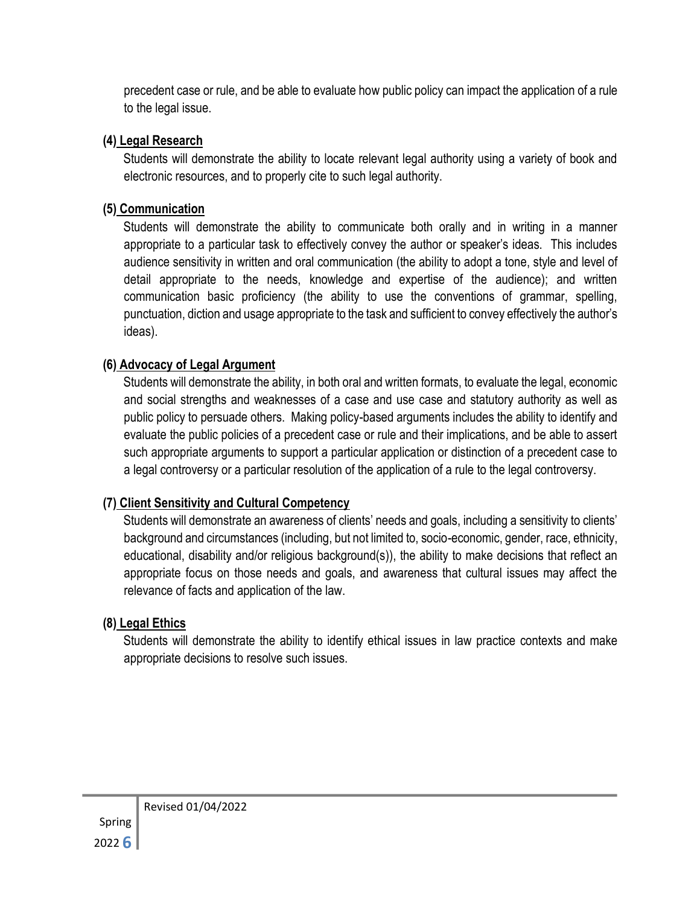precedent case or rule, and be able to evaluate how public policy can impact the application of a rule to the legal issue.

**(4) Legal Research**

Students will demonstrate the ability to locate relevant legal authority using a variety of book and electronic resources, and to properly cite to such legal authority.

**(5) Communication**

Students will demonstrate the ability to communicate both orally and in writing in a manner appropriate to a particular task to effectively convey the author or speaker's ideas. This includes audience sensitivity in written and oral communication (the ability to adopt a tone, style and level of detail appropriate to the needs, knowledge and expertise of the audience); and written communication basic proficiency (the ability to use the conventions of grammar, spelling, punctuation, diction and usage appropriate to the task and sufficient to convey effectively the author's ideas).

**(6) Advocacy of Legal Argument**

Students will demonstrate the ability, in both oral and written formats, to evaluate the legal, economic and social strengths and weaknesses of a case and use case and statutory authority as well as public policy to persuade others. Making policy-based arguments includes the ability to identify and evaluate the public policies of a precedent case or rule and their implications, and be able to assert such appropriate arguments to support a particular application or distinction of a precedent case to a legal controversy or a particular resolution of the application of a rule to the legal controversy.

**(7) Client Sensitivity and Cultural Competency**

Students will demonstrate an awareness of clients' needs and goals, including a sensitivity to clients' background and circumstances (including, but not limited to, socio-economic, gender, race, ethnicity, educational, disability and/or religious background(s)), the ability to make decisions that reflect an appropriate focus on those needs and goals, and awareness that cultural issues may affect the relevance of facts and application of the law.

**(8) Legal Ethics**

Students will demonstrate the ability to identify ethical issues in law practice contexts and make appropriate decisions to resolve such issues.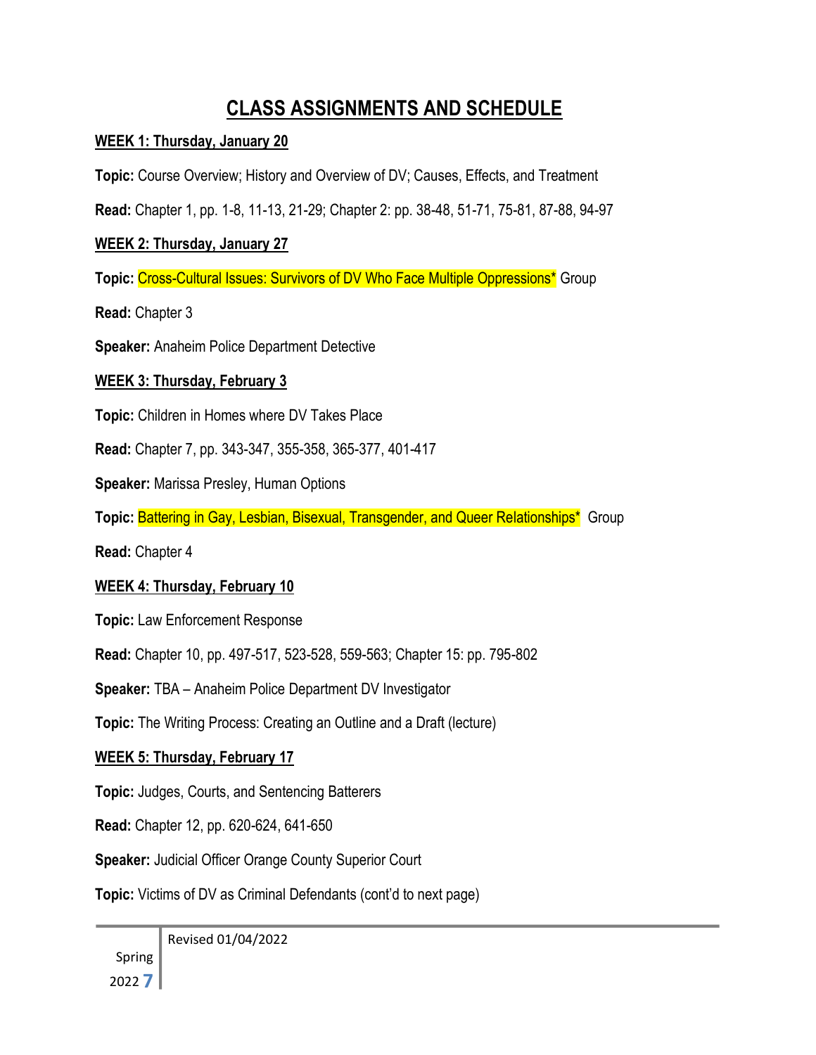# CLASS ASSIGNMENTS AND SCHEDULE

**WEEK 1: Thursday, January 20**

**Topic:** Course Overview; History and Overview of DV; Causes, Effects, and Treatment

**Read:** Chapter 1, pp. 1-8, 11-13, 21-29; Chapter 2: pp. 38-48, 51-71, 75-81, 87-88, 94-97

**WEEK 2: Thursday, January 27**

**Topic:** Cross-Cultural Issues: Survivors of DV Who Face Multiple Oppressions* Group

**Read:** Chapter 3

**Speaker:** Anaheim Police Department Detective

**WEEK 3: Thursday, February 3**

**Topic:** Children in Homes where DV Takes Place

**Read:** Chapter 7, pp. 343-347, 355-358, 365-377, 401-417

**Speaker:** Marissa Presley, Human Options

**Topic:** Battering in Gay, Lesbian, Bisexual, Transgender, and Queer Relationships* Group

**Read:** Chapter 4

**WEEK 4: Thursday, February 10**

**Topic:** Law Enforcement Response

**Read:** Chapter 10, pp. 497-517, 523-528, 559-563; Chapter 15: pp. 795-802

**Speaker:** TBA – Anaheim Police Department DV Investigator

**Topic:** The Writing Process: Creating an Outline and a Draft (lecture)

**WEEK 5: Thursday, February 17**

**Topic:** Judges, Courts, and Sentencing Batterers

**Read:** Chapter 12, pp. 620-624, 641-650

**Speaker:** Judicial Officer Orange County Superior Court

**Topic:** Victims of DV as Criminal Defendants (cont'd to next page)

Revised 01/04/2022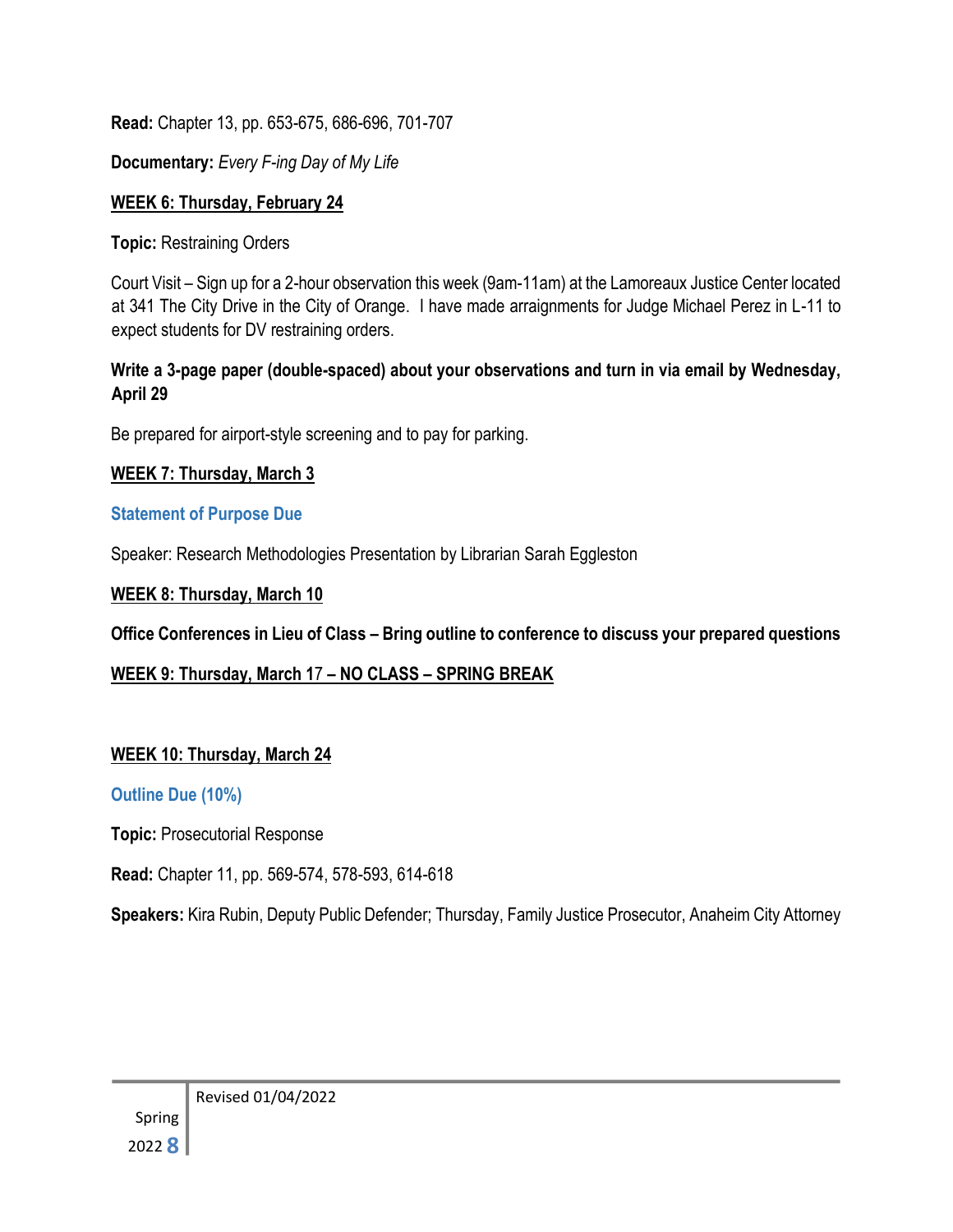**Read:** Chapter 13, pp. 653-675, 686-696, 701-707

**Documentary:** *Every F-ing Day of My Life*

**WEEK 6: Thursday, February 24**

**Topic:** Restraining Orders

Court Visit – Sign up for a 2-hour observation this week (9am-11am) at the Lamoreaux Justice Center located at 341 The City Drive in the City of Orange. I have made arraignments for Judge Michael Perez in L-11 to expect students for DV restraining orders.

**Write a 3-page paper (double-spaced) about your observations and turn in via email by Wednesday, April 29**

Be prepared for airport-style screening and to pay for parking.

**WEEK 7: Thursday, March 3**

**Statement of Purpose Due**

Speaker: Research Methodologies Presentation by Librarian Sarah Eggleston

**WEEK 8: Thursday, March 10**

**Office Conferences in Lieu of Class – Bring outline to conference to discuss your prepared questions**

**WEEK 9: Thursday, March 17 – NO CLASS – SPRING BREAK**

**WEEK 10: Thursday, March 24**

**Outline Due (10%)**

**Topic:** Prosecutorial Response

**Read:** Chapter 11, pp. 569-574, 578-593, 614-618

**Speakers:** Kira Rubin, Deputy Public Defender; Thursday, Family Justice Prosecutor, Anaheim City Attorney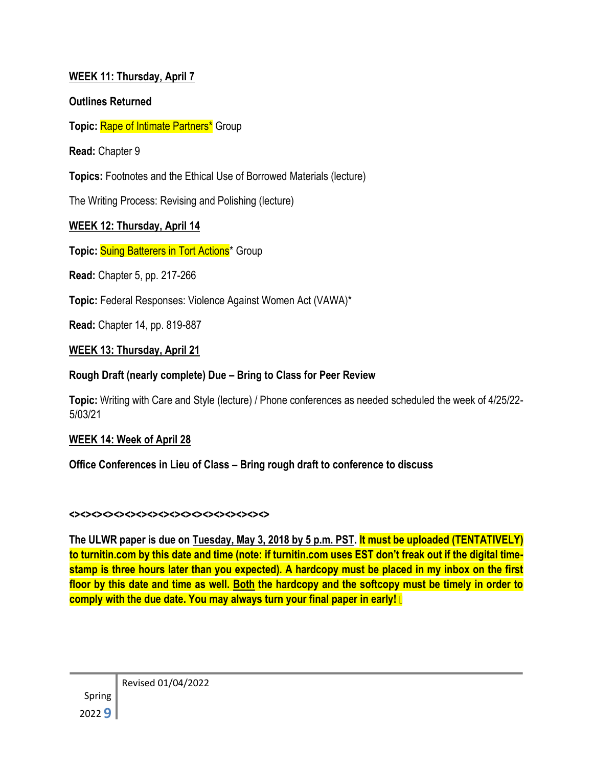**WEEK 11: Thursday, April 7**

**Outlines Returned**

**Topic:** Rape of Intimate Partners* Group

**Read:** Chapter 9

**Topics:** Footnotes and the Ethical Use of Borrowed Materials (lecture)

The Writing Process: Revising and Polishing (lecture)

**WEEK 12: Thursday, April 14**

**Topic:** Suing Batterers in Tort Actions* Group

**Read:** Chapter 5, pp. 217-266

**Topic:** Federal Responses: Violence Against Women Act (VAWA)*

**Read:** Chapter 14, pp. 819-887

**WEEK 13: Thursday, April 21**

**Rough Draft (nearly complete) Due – Bring to Class for Peer Review**

**Topic:** Writing with Care and Style (lecture) / Phone conferences as needed scheduled the week of 4/25/22-5/03/21

**WEEK 14: Week of April 28**

**Office Conferences in Lieu of Class – Bring rough draft to conference to discuss**

**<><><><><><><><><><><><><><><><><>**

**The ULWR paper is due on Tuesday, May 3, 2018 by 5 p.m. PST. It must be uploaded (TENTATIVELY) to turnitin.com by this date and time (note: if turnitin.com uses EST don't freak out if the digital time-stamp is three hours later than you expected). A hardcopy must be placed in my inbox on the first floor by this date and time as well. Both the hardcopy and the softcopy must be timely in order to comply with the due date. You may always turn your final paper in early! **

Revised 01/04/2022